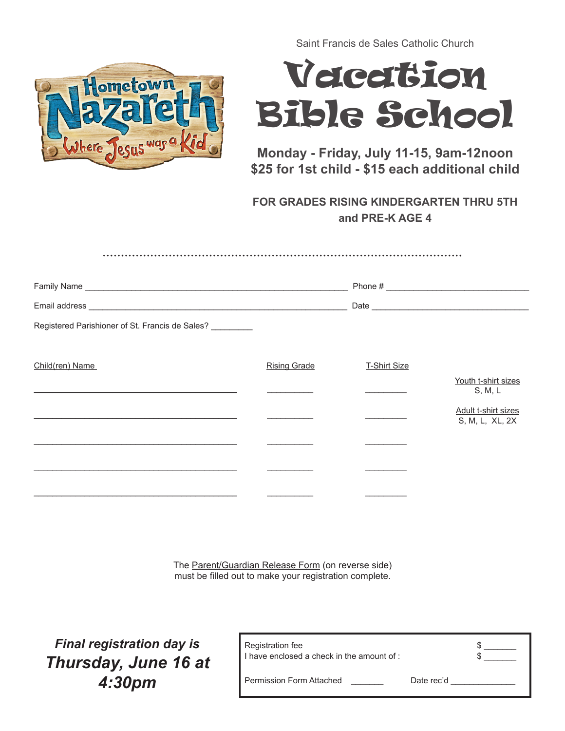Hometown Nazareth
Where Jesus was a Kid

Saint Francis de Sales Catholic Church

# Vacation Bible School

**Monday - Friday, July 11-15, 9am-12noon**
**$25 for 1st child - $15 each additional child**

**FOR GRADES RISING KINDERGARTEN THRU 5TH and PRE-K AGE 4**

Family Name ______________________________ Phone # ______________________

Email address ______________________________ Date ______________________

Registered Parishioner of St. Francis de Sales? _________

| Child(ren) Name | Rising Grade | T-Shirt Size |
|---|---|---|
| ______________________ | __________ | _________ |
| ______________________ | __________ | _________ |
| ______________________ | __________ | _________ |
| ______________________ | __________ | _________ |
| ______________________ | __________ | _________ |

Youth t-shirt sizes
S, M, L

Adult t-shirt sizes
S, M, L, XL, 2X

The Parent/Guardian Release Form (on reverse side) must be filled out to make your registration complete.

***Final registration day is Thursday, June 16 at 4:30pm***

Registration fee $ _______
I have enclosed a check in the amount of : $ _______

Permission Form Attached _______ Date rec'd ______________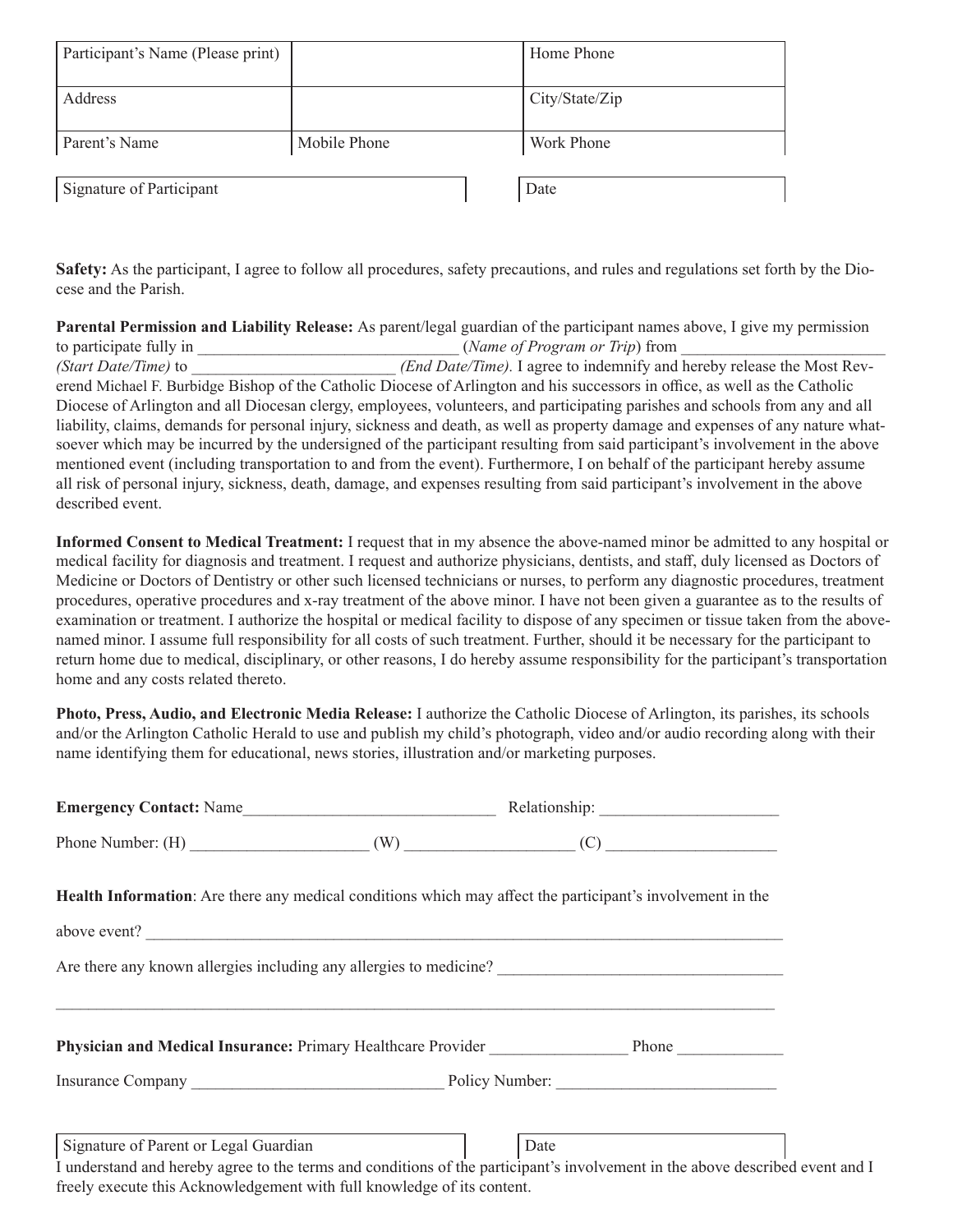| | | |
|---|---|---|
| Participant's Name (Please print) | | Home Phone |
| Address | | City/State/Zip |
| Parent's Name | Mobile Phone | Work Phone |

| | |
|---|---|
| Signature of Participant | Date |

**Safety:** As the participant, I agree to follow all procedures, safety precautions, and rules and regulations set forth by the Diocese and the Parish.

**Parental Permission and Liability Release:** As parent/legal guardian of the participant names above, I give my permission to participate fully in _______________________________ (*Name of Program or Trip*) from _________________________ *(Start Date/Time)* to _________________________ *(End Date/Time).* I agree to indemnify and hereby release the Most Reverend Michael F. Burbidge Bishop of the Catholic Diocese of Arlington and his successors in office, as well as the Catholic Diocese of Arlington and all Diocesan clergy, employees, volunteers, and participating parishes and schools from any and all liability, claims, demands for personal injury, sickness and death, as well as property damage and expenses of any nature whatsoever which may be incurred by the undersigned of the participant resulting from said participant's involvement in the above mentioned event (including transportation to and from the event). Furthermore, I on behalf of the participant hereby assume all risk of personal injury, sickness, death, damage, and expenses resulting from said participant's involvement in the above described event.

**Informed Consent to Medical Treatment:** I request that in my absence the above-named minor be admitted to any hospital or medical facility for diagnosis and treatment. I request and authorize physicians, dentists, and staff, duly licensed as Doctors of Medicine or Doctors of Dentistry or other such licensed technicians or nurses, to perform any diagnostic procedures, treatment procedures, operative procedures and x-ray treatment of the above minor. I have not been given a guarantee as to the results of examination or treatment. I authorize the hospital or medical facility to dispose of any specimen or tissue taken from the above-named minor. I assume full responsibility for all costs of such treatment. Further, should it be necessary for the participant to return home due to medical, disciplinary, or other reasons, I do hereby assume responsibility for the participant's transportation home and any costs related thereto.

**Photo, Press, Audio, and Electronic Media Release:** I authorize the Catholic Diocese of Arlington, its parishes, its schools and/or the Arlington Catholic Herald to use and publish my child's photograph, video and/or audio recording along with their name identifying them for educational, news stories, illustration and/or marketing purposes.

**Emergency Contact:** Name_______________________________ Relationship: ______________________

Phone Number: (H) ______________________ (W) ____________________ (C) _____________________

**Health Information**: Are there any medical conditions which may affect the participant's involvement in the

above event? ________________________________________________________________________________

Are there any known allergies including any allergies to medicine? ___________________________________

________________________________________________________________________________________

**Physician and Medical Insurance:** Primary Healthcare Provider _________________ Phone _____________

Insurance Company _______________________________ Policy Number: ___________________________

| | |
|---|---|
| Signature of Parent or Legal Guardian | Date |

I understand and hereby agree to the terms and conditions of the participant's involvement in the above described event and I freely execute this Acknowledgement with full knowledge of its content.